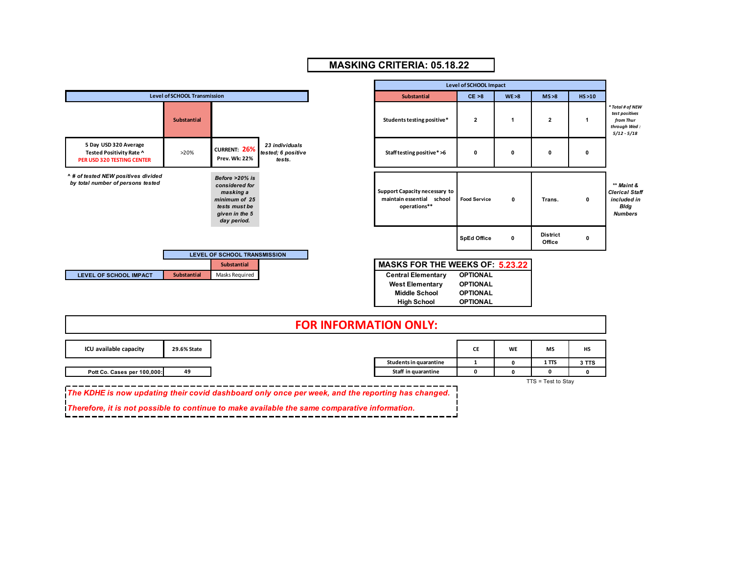# MASKING CRITERIA: 05.18.22

| Level of SCHOOL Transmission | | | |
|---|---|---|---|
| | Substantial | | |
| 5 Day USD 320 Average Tested Positivity Rate ^ PER USD 320 TESTING CENTER | >20% | CURRENT: 26% Prev. Wk: 22% | *23 individuals tested; 6 positive tests.* |

*^ # of tested NEW positives divided by total number of persons tested*

*Before >20% is considered for masking a minimum of 25 tests must be given in the 5 day period.*

| Level of SCHOOL Impact | | | | |
|---|---|---|---|---|
| Substantial | CE >8 | WE >8 | MS >8 | HS >10 |
| Students testing positive* | 2 | 1 | 2 | 1 |
| Staff testing positive* >6 | 0 | 0 | 0 | 0 |

*\* Total # of NEW test positives from Thur through Wed : 5/12 - 5/18*

| Support Capacity necessary to maintain essential school operations** | | | | |
|---|---|---|---|---|
| | Food Service | 0 | Trans. | 0 |
| | SpEd Office | 0 | District Office | 0 |

*** Maint & Clerical Staff included in Bldg Numbers*

| | LEVEL OF SCHOOL TRANSMISSION |
|---|---|
| | Substantial |
| LEVEL OF SCHOOL IMPACT Substantial | Masks Required |

**MASKS FOR THE WEEKS OF: 5.23.22**

| School | Masks |
|---|---|
| Central Elementary | OPTIONAL |
| West Elementary | OPTIONAL |
| Middle School | OPTIONAL |
| High School | OPTIONAL |

## FOR INFORMATION ONLY:

| | |
|---|---|
| ICU available capacity | 29.6% State |
| Pott Co. Cases per 100,000: | 49 |

| | CE | WE | MS | HS |
|---|---|---|---|---|
| Students in quarantine | 1 | 0 | 1 TTS | 3 TTS |
| Staff in quarantine | 0 | 0 | 0 | 0 |

TTS = Test to Stay

*The KDHE is now updating their covid dashboard only once per week, and the reporting has changed.*

*Therefore, it is not possible to continue to make available the same comparative information.*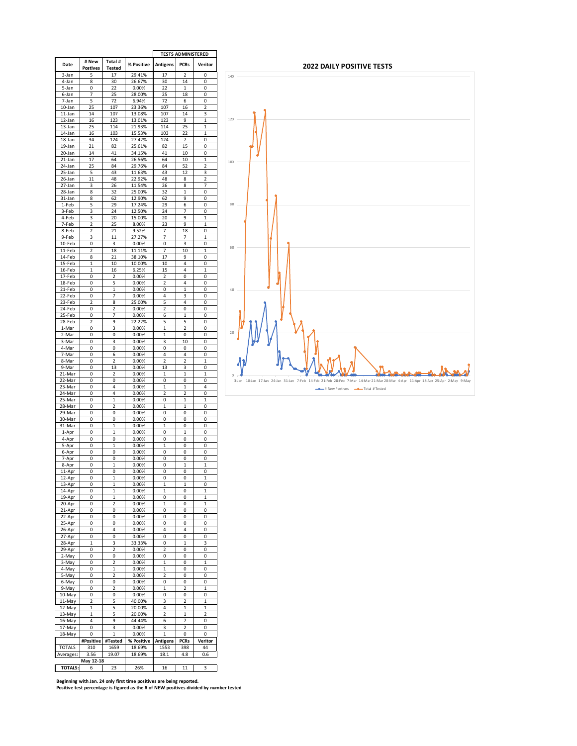| Date | # New Postives | Total # Tested | % Positive | TESTS ADMINISTERED | | |
|---|---|---|---|---|---|---|
| | | | | Antigens | PCRs | Veritor |
| 3-Jan | 5 | 17 | 29.41% | 17 | 2 | 0 |
| 4-Jan | 8 | 30 | 26.67% | 30 | 14 | 0 |
| 5-Jan | 0 | 22 | 0.00% | 22 | 1 | 0 |
| 6-Jan | 7 | 25 | 28.00% | 25 | 18 | 0 |
| 7-Jan | 5 | 72 | 6.94% | 72 | 6 | 0 |
| 10-Jan | 25 | 107 | 23.36% | 107 | 16 | 2 |
| 11-Jan | 14 | 107 | 13.08% | 107 | 14 | 3 |
| 12-Jan | 16 | 123 | 13.01% | 123 | 9 | 1 |
| 13-Jan | 25 | 114 | 21.93% | 114 | 25 | 1 |
| 14-Jan | 16 | 103 | 15.53% | 103 | 22 | 1 |
| 18-Jan | 34 | 124 | 27.42% | 124 | 7 | 0 |
| 19-Jan | 21 | 82 | 25.61% | 82 | 15 | 0 |
| 20-Jan | 14 | 41 | 34.15% | 41 | 10 | 0 |
| 21-Jan | 17 | 64 | 26.56% | 64 | 10 | 1 |
| 24-Jan | 25 | 84 | 29.76% | 84 | 52 | 2 |
| 25-Jan | 5 | 43 | 11.63% | 43 | 12 | 3 |
| 26-Jan | 11 | 48 | 22.92% | 48 | 8 | 2 |
| 27-Jan | 3 | 26 | 11.54% | 26 | 8 | 7 |
| 28-Jan | 8 | 32 | 25.00% | 32 | 1 | 0 |
| 31-Jan | 8 | 62 | 12.90% | 62 | 9 | 0 |
| 1-Feb | 5 | 29 | 17.24% | 29 | 6 | 0 |
| 3-Feb | 3 | 24 | 12.50% | 24 | 7 | 0 |
| 4-Feb | 3 | 20 | 15.00% | 20 | 9 | 1 |
| 7-Feb | 2 | 25 | 8.00% | 23 | 9 | 1 |
| 8-Feb | 2 | 21 | 9.52% | 7 | 18 | 0 |
| 9-Feb | 3 | 11 | 27.27% | 7 | 7 | 1 |
| 10-Feb | 0 | 3 | 0.00% | 0 | 3 | 0 |
| 11-Feb | 2 | 18 | 11.11% | 7 | 10 | 1 |
| 14-Feb | 8 | 21 | 38.10% | 17 | 9 | 0 |
| 15-Feb | 1 | 10 | 10.00% | 10 | 4 | 0 |
| 16-Feb | 1 | 16 | 6.25% | 15 | 4 | 1 |
| 17-Feb | 0 | 2 | 0.00% | 2 | 0 | 0 |
| 18-Feb | 0 | 5 | 0.00% | 2 | 4 | 0 |
| 21-Feb | 0 | 1 | 0.00% | 0 | 1 | 0 |
| 22-Feb | 0 | 7 | 0.00% | 4 | 3 | 0 |
| 23-Feb | 2 | 8 | 25.00% | 5 | 4 | 0 |
| 24-Feb | 0 | 2 | 0.00% | 2 | 0 | 0 |
| 25-Feb | 0 | 7 | 0.00% | 6 | 1 | 0 |
| 28-Feb | 2 | 9 | 22.22% | 5 | 5 | 0 |
| 1-Mar | 0 | 3 | 0.00% | 1 | 2 | 0 |
| 2-Mar | 0 | 0 | 0.00% | 1 | 0 | 0 |
| 3-Mar | 0 | 3 | 0.00% | 3 | 10 | 0 |
| 4-Mar | 0 | 0 | 0.00% | 0 | 0 | 0 |
| 7-Mar | 0 | 6 | 0.00% | 4 | 4 | 0 |
| 8-Mar | 0 | 2 | 0.00% | 2 | 2 | 1 |
| 9-Mar | 0 | 13 | 0.00% | 13 | 3 | 0 |
| 21-Mar | 0 | 2 | 0.00% | 1 | 1 | 1 |
| 22-Mar | 0 | 0 | 0.00% | 0 | 0 | 0 |
| 23-Mar | 0 | 4 | 0.00% | 1 | 1 | 4 |
| 24-Mar | 0 | 4 | 0.00% | 2 | 2 | 0 |
| 25-Mar | 0 | 1 | 0.00% | 0 | 1 | 1 |
| 28-Mar | 0 | 2 | 0.00% | 1 | 1 | 0 |
| 29-Mar | 0 | 0 | 0.00% | 0 | 0 | 0 |
| 30-Mar | 0 | 0 | 0.00% | 0 | 0 | 0 |
| 31-Mar | 0 | 1 | 0.00% | 1 | 0 | 0 |
| 1-Apr | 0 | 1 | 0.00% | 0 | 1 | 0 |
| 4-Apr | 0 | 0 | 0.00% | 0 | 0 | 0 |
| 5-Apr | 0 | 1 | 0.00% | 1 | 0 | 0 |
| 6-Apr | 0 | 0 | 0.00% | 0 | 0 | 0 |
| 7-Apr | 0 | 0 | 0.00% | 0 | 0 | 0 |
| 8-Apr | 0 | 1 | 0.00% | 0 | 1 | 1 |
| 11-Apr | 0 | 0 | 0.00% | 0 | 0 | 0 |
| 12-Apr | 0 | 1 | 0.00% | 0 | 0 | 1 |
| 13-Apr | 0 | 1 | 0.00% | 1 | 1 | 0 |
| 14-Apr | 0 | 1 | 0.00% | 1 | 0 | 1 |
| 19-Apr | 0 | 1 | 0.00% | 0 | 0 | 1 |
| 20-Apr | 0 | 2 | 0.00% | 1 | 0 | 1 |
| 21-Apr | 0 | 0 | 0.00% | 0 | 0 | 0 |
| 22-Apr | 0 | 0 | 0.00% | 0 | 0 | 0 |
| 25-Apr | 0 | 0 | 0.00% | 0 | 0 | 0 |
| 26-Apr | 0 | 4 | 0.00% | 4 | 4 | 0 |
| 27-Apr | 0 | 0 | 0.00% | 0 | 0 | 0 |
| 28-Apr | 1 | 3 | 33.33% | 0 | 1 | 3 |
| 29-Apr | 0 | 2 | 0.00% | 2 | 0 | 0 |
| 2-May | 0 | 0 | 0.00% | 0 | 0 | 0 |
| 3-May | 0 | 2 | 0.00% | 1 | 0 | 1 |
| 4-May | 0 | 1 | 0.00% | 1 | 0 | 0 |
| 5-May | 0 | 2 | 0.00% | 2 | 0 | 0 |
| 6-May | 0 | 0 | 0.00% | 0 | 0 | 0 |
| 9-May | 0 | 2 | 0.00% | 1 | 2 | 1 |
| 10-May | 0 | 0 | 0.00% | 0 | 0 | 0 |
| 11-May | 2 | 5 | 40.00% | 3 | 2 | 1 |
| 12-May | 1 | 5 | 20.00% | 4 | 1 | 1 |
| 13-May | 1 | 5 | 20.00% | 2 | 1 | 2 |
| 16-May | 4 | 9 | 44.44% | 6 | 7 | 0 |
| 17-May | 0 | 3 | 0.00% | 3 | 2 | 0 |
| 18-May | 0 | 1 | 0.00% | 1 | 0 | 0 |
| | #Positive | #Tested | % Positive | Antigens | PCRs | Veritor |
| TOTALS | 310 | 1659 | 18.69% | 1553 | 398 | 44 |
| Averages: | 3.56 | 19.07 | 18.69% | 18.1 | 4.8 | 0.6 |
| | May 12-18 | | | | | |
| TOTALS: | 6 | 23 | 26% | 16 | 11 | 3 |

**2022 DAILY POSITIVE TESTS**

**Beginning with Jan. 24 only first time positives are being reported.**
**Positive test percentage is figured as the # of NEW positives divided by number tested**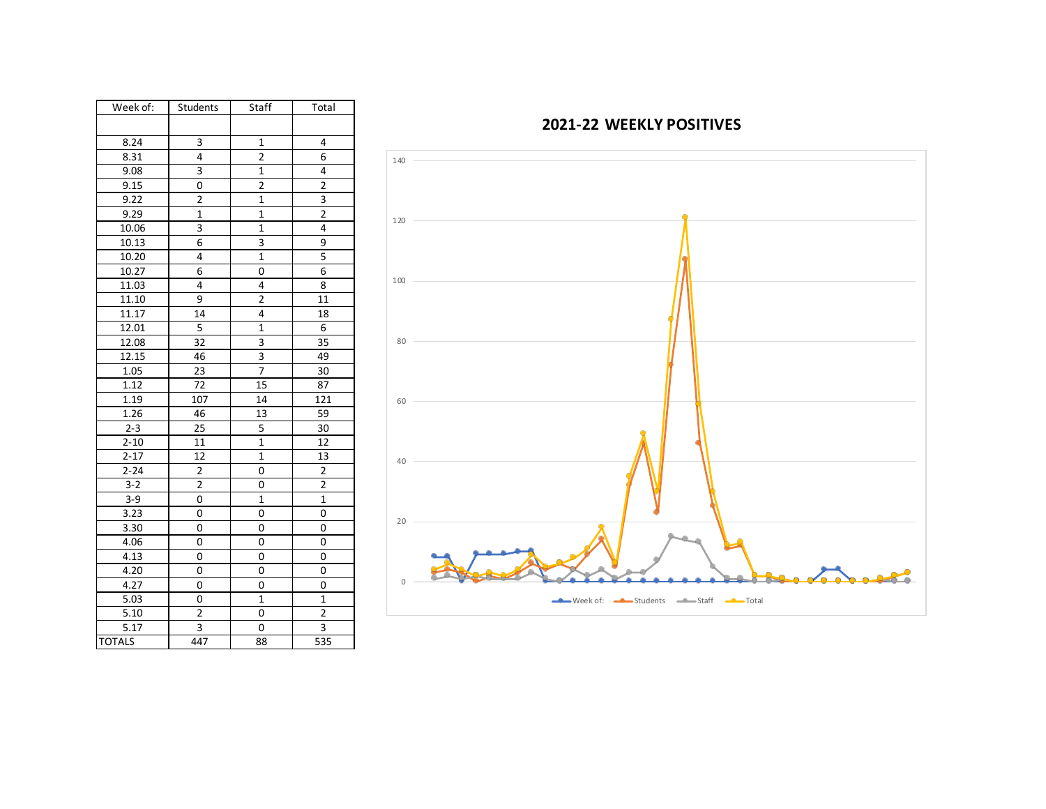| Week of: | Students | Staff | Total |
|---|---|---|---|
| | | | |
| 8.24 | 3 | 1 | 4 |
| 8.31 | 4 | 2 | 6 |
| 9.08 | 3 | 1 | 4 |
| 9.15 | 0 | 2 | 2 |
| 9.22 | 2 | 1 | 3 |
| 9.29 | 1 | 1 | 2 |
| 10.06 | 3 | 1 | 4 |
| 10.13 | 6 | 3 | 9 |
| 10.20 | 4 | 1 | 5 |
| 10.27 | 6 | 0 | 6 |
| 11.03 | 4 | 4 | 8 |
| 11.10 | 9 | 2 | 11 |
| 11.17 | 14 | 4 | 18 |
| 12.01 | 5 | 1 | 6 |
| 12.08 | 32 | 3 | 35 |
| 12.15 | 46 | 3 | 49 |
| 1.05 | 23 | 7 | 30 |
| 1.12 | 72 | 15 | 87 |
| 1.19 | 107 | 14 | 121 |
| 1.26 | 46 | 13 | 59 |
| 2-3 | 25 | 5 | 30 |
| 2-10 | 11 | 1 | 12 |
| 2-17 | 12 | 1 | 13 |
| 2-24 | 2 | 0 | 2 |
| 3-2 | 2 | 0 | 2 |
| 3-9 | 0 | 1 | 1 |
| 3.23 | 0 | 0 | 0 |
| 3.30 | 0 | 0 | 0 |
| 4.06 | 0 | 0 | 0 |
| 4.13 | 0 | 0 | 0 |
| 4.20 | 0 | 0 | 0 |
| 4.27 | 0 | 0 | 0 |
| 5.03 | 0 | 1 | 1 |
| 5.10 | 2 | 0 | 2 |
| 5.17 | 3 | 0 | 3 |
| TOTALS | 447 | 88 | 535 |

**2021-22 WEEKLY POSITIVES**

140
120
100
80
60
40
20
0

Week of: Students Staff Total